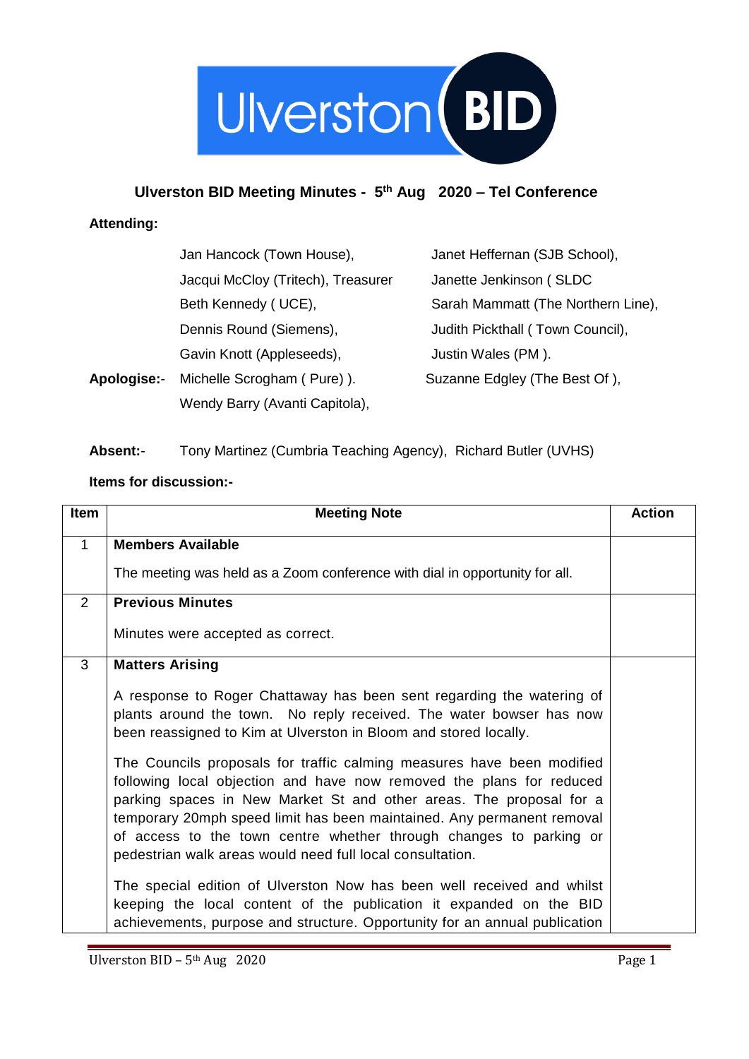# Ulverston BID Meeting Minutes - 5th Aug 2020 – Tel Conference

**Attending:**

Jan Hancock (Town House), Janet Heffernan (SJB School), Jacqui McCloy (Tritech), Treasurer, Janette Jenkinson ( SLDC, Beth Kennedy ( UCE), Sarah Mammatt (The Northern Line), Dennis Round (Siemens), Judith Pickthall ( Town Council), Gavin Knott (Appleseeds), Justin Wales (PM ).

**Apologise:-** Michelle Scrogham ( Pure) ). Suzanne Edgley (The Best Of ), Wendy Barry (Avanti Capitola),

**Absent:-** Tony Martinez (Cumbria Teaching Agency), Richard Butler (UVHS)

**Items for discussion:-**

| Item | Meeting Note | Action |
|---|---|---|
| 1 | **Members Available**<br><br>The meeting was held as a Zoom conference with dial in opportunity for all. | |
| 2 | **Previous Minutes**<br><br>Minutes were accepted as correct. | |
| 3 | **Matters Arising**<br><br>A response to Roger Chattaway has been sent regarding the watering of plants around the town. No reply received. The water bowser has now been reassigned to Kim at Ulverston in Bloom and stored locally.<br><br>The Councils proposals for traffic calming measures have been modified following local objection and have now removed the plans for reduced parking spaces in New Market St and other areas. The proposal for a temporary 20mph speed limit has been maintained. Any permanent removal of access to the town centre whether through changes to parking or pedestrian walk areas would need full local consultation.<br><br>The special edition of Ulverston Now has been well received and whilst keeping the local content of the publication it expanded on the BID achievements, purpose and structure. Opportunity for an annual publication | |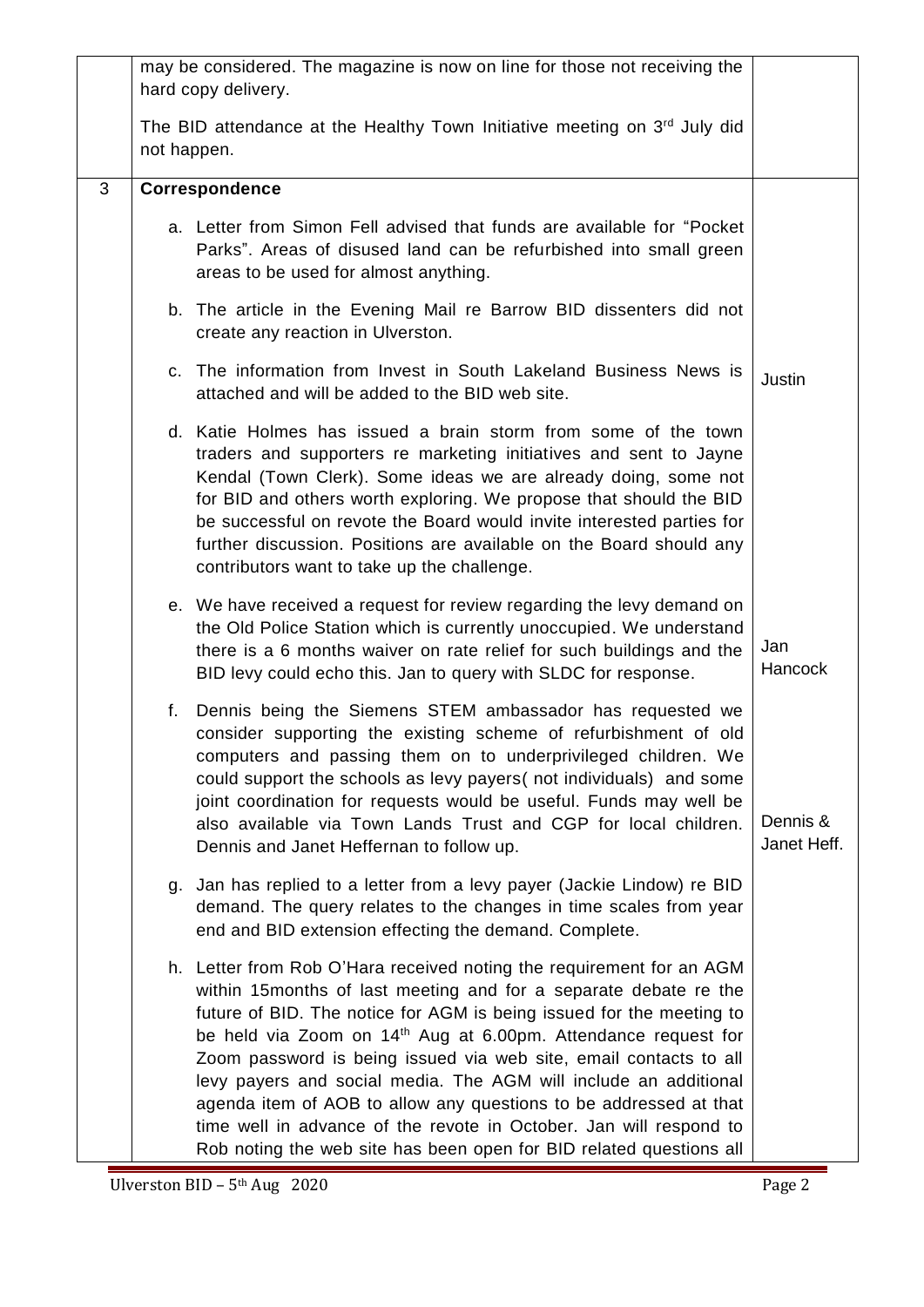| | | |
|---|---|---|
| | may be considered. The magazine is now on line for those not receiving the hard copy delivery.<br><br>The BID attendance at the Healthy Town Initiative meeting on 3rd July did not happen. | |
| 3 | **Correspondence** | |
| | a. Letter from Simon Fell advised that funds are available for "Pocket Parks". Areas of disused land can be refurbished into small green areas to be used for almost anything. | |
| | b. The article in the Evening Mail re Barrow BID dissenters did not create any reaction in Ulverston. | |
| | c. The information from Invest in South Lakeland Business News is attached and will be added to the BID web site. | Justin |
| | d. Katie Holmes has issued a brain storm from some of the town traders and supporters re marketing initiatives and sent to Jayne Kendal (Town Clerk). Some ideas we are already doing, some not for BID and others worth exploring. We propose that should the BID be successful on revote the Board would invite interested parties for further discussion. Positions are available on the Board should any contributors want to take up the challenge. | |
| | e. We have received a request for review regarding the levy demand on the Old Police Station which is currently unoccupied. We understand there is a 6 months waiver on rate relief for such buildings and the BID levy could echo this. Jan to query with SLDC for response. | Jan Hancock |
| | f. Dennis being the Siemens STEM ambassador has requested we consider supporting the existing scheme of refurbishment of old computers and passing them on to underprivileged children. We could support the schools as levy payers( not individuals) and some joint coordination for requests would be useful. Funds may well be also available via Town Lands Trust and CGP for local children. Dennis and Janet Heffernan to follow up. | Dennis & Janet Heff. |
| | g. Jan has replied to a letter from a levy payer (Jackie Lindow) re BID demand. The query relates to the changes in time scales from year end and BID extension effecting the demand. Complete. | |
| | h. Letter from Rob O'Hara received noting the requirement for an AGM within 15months of last meeting and for a separate debate re the future of BID. The notice for AGM is being issued for the meeting to be held via Zoom on 14th Aug at 6.00pm. Attendance request for Zoom password is being issued via web site, email contacts to all levy payers and social media. The AGM will include an additional agenda item of AOB to allow any questions to be addressed at that time well in advance of the revote in October. Jan will respond to Rob noting the web site has been open for BID related questions all | |

Ulverston BID – 5th Aug 2020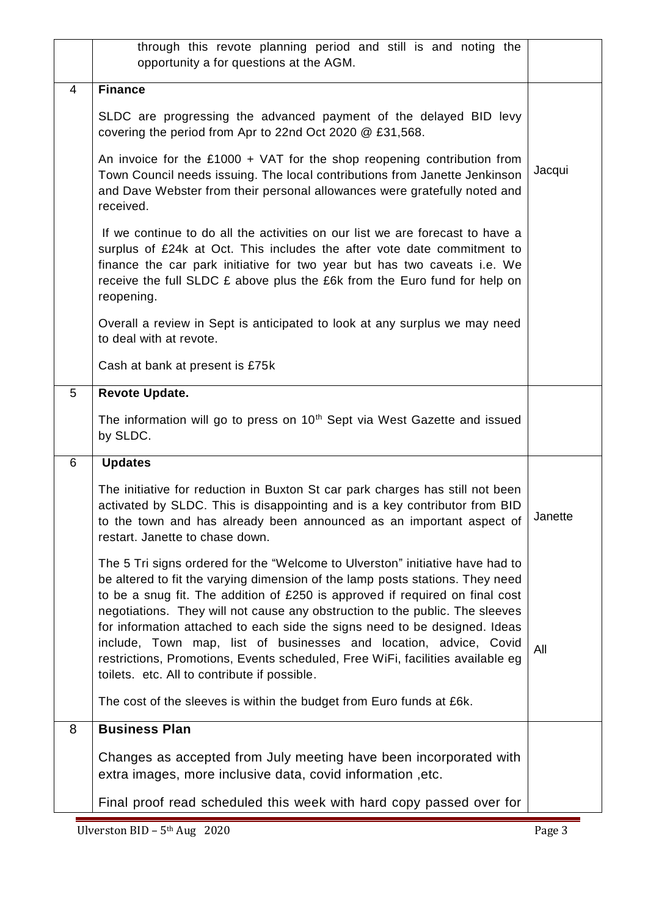|  |  |  |
|---|---|---|
|  | through this revote planning period and still is and noting the opportunity a for questions at the AGM. |  |
| 4 | **Finance**<br><br>SLDC are progressing the advanced payment of the delayed BID levy covering the period from Apr to 22nd Oct 2020 @ £31,568.<br><br>An invoice for the £1000 + VAT for the shop reopening contribution from Town Council needs issuing. The local contributions from Janette Jenkinson and Dave Webster from their personal allowances were gratefully noted and received.<br><br>If we continue to do all the activities on our list we are forecast to have a surplus of £24k at Oct. This includes the after vote date commitment to finance the car park initiative for two year but has two caveats i.e. We receive the full SLDC £ above plus the £6k from the Euro fund for help on reopening.<br><br>Overall a review in Sept is anticipated to look at any surplus we may need to deal with at revote.<br><br>Cash at bank at present is £75k | Jacqui |
| 5 | **Revote Update.**<br><br>The information will go to press on 10th Sept via West Gazette and issued by SLDC. |  |
| 6 | **Updates**<br><br>The initiative for reduction in Buxton St car park charges has still not been activated by SLDC. This is disappointing and is a key contributor from BID to the town and has already been announced as an important aspect of restart. Janette to chase down.<br><br>The 5 Tri signs ordered for the "Welcome to Ulverston" initiative have had to be altered to fit the varying dimension of the lamp posts stations. They need to be a snug fit. The addition of £250 is approved if required on final cost negotiations. They will not cause any obstruction to the public. The sleeves for information attached to each side the signs need to be designed. Ideas include, Town map, list of businesses and location, advice, Covid restrictions, Promotions, Events scheduled, Free WiFi, facilities available eg toilets. etc. All to contribute if possible.<br><br>The cost of the sleeves is within the budget from Euro funds at £6k. | Janette<br><br>All |
| 8 | **Business Plan**<br><br>Changes as accepted from July meeting have been incorporated with extra images, more inclusive data, covid information ,etc.<br><br>Final proof read scheduled this week with hard copy passed over for |  |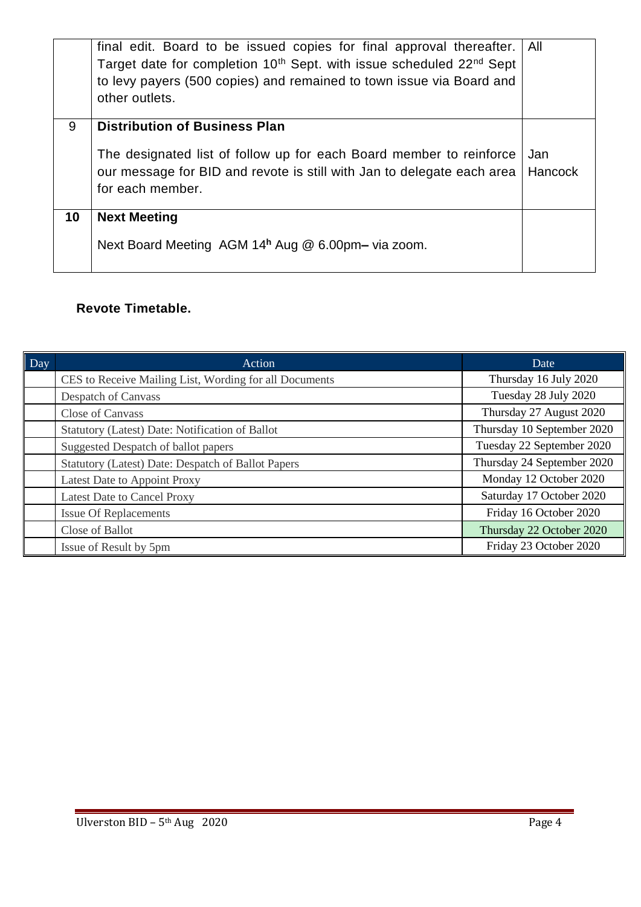|  |  |  |
|---|---|---|
|  | final edit. Board to be issued copies for final approval thereafter. Target date for completion 10th Sept. with issue scheduled 22nd Sept to levy payers (500 copies) and remained to town issue via Board and other outlets. | All |
| 9 | **Distribution of Business Plan**<br><br>The designated list of follow up for each Board member to reinforce our message for BID and revote is still with Jan to delegate each area for each member. | Jan Hancock |
| **10** | **Next Meeting**<br><br>Next Board Meeting AGM 14h Aug @ 6.00pm– via zoom. |  |

**Revote Timetable.**

| Day | Action | Date |
|---|---|---|
|  | CES to Receive Mailing List, Wording for all Documents | Thursday 16 July 2020 |
|  | Despatch of Canvass | Tuesday 28 July 2020 |
|  | Close of Canvass | Thursday 27 August 2020 |
|  | Statutory (Latest) Date: Notification of Ballot | Thursday 10 September 2020 |
|  | Suggested Despatch of ballot papers | Tuesday 22 September 2020 |
|  | Statutory (Latest) Date: Despatch of Ballot Papers | Thursday 24 September 2020 |
|  | Latest Date to Appoint Proxy | Monday 12 October 2020 |
|  | Latest Date to Cancel Proxy | Saturday 17 October 2020 |
|  | Issue Of Replacements | Friday 16 October 2020 |
|  | Close of Ballot | Thursday 22 October 2020 |
|  | Issue of Result by 5pm | Friday 23 October 2020 |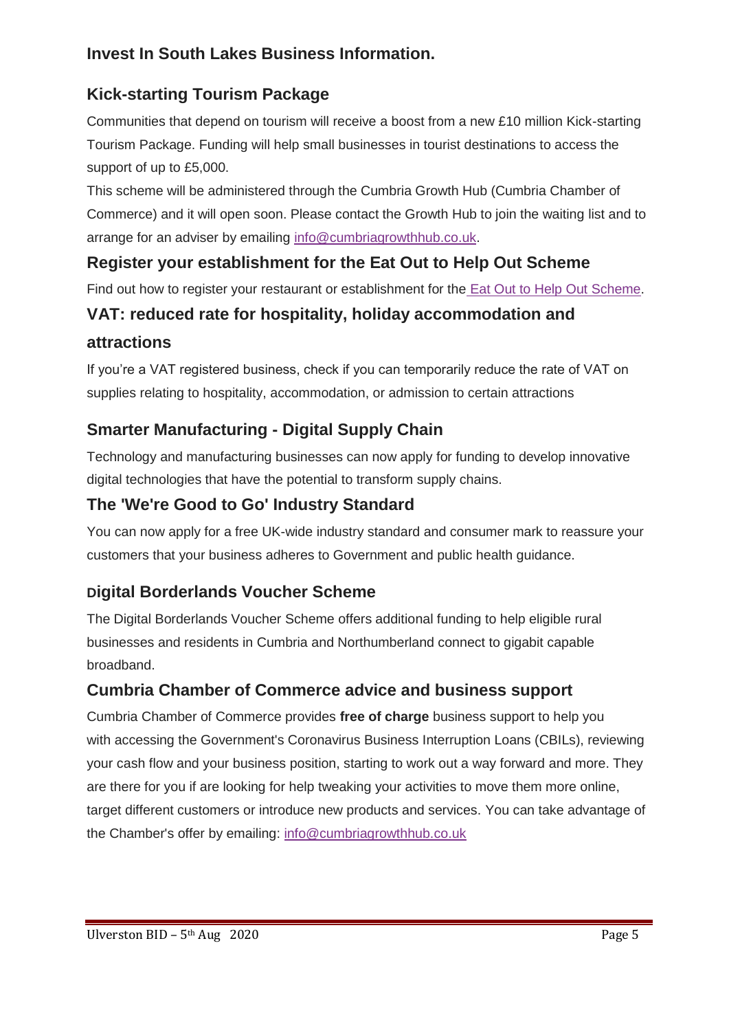## Invest In South Lakes Business Information.

## Kick-starting Tourism Package

Communities that depend on tourism will receive a boost from a new £10 million Kick-starting Tourism Package. Funding will help small businesses in tourist destinations to access the support of up to £5,000.

This scheme will be administered through the Cumbria Growth Hub (Cumbria Chamber of Commerce) and it will open soon. Please contact the Growth Hub to join the waiting list and to arrange for an adviser by emailing info@cumbriagrowthhub.co.uk.

## Register your establishment for the Eat Out to Help Out Scheme

Find out how to register your restaurant or establishment for the Eat Out to Help Out Scheme.

## VAT: reduced rate for hospitality, holiday accommodation and attractions

If you're a VAT registered business, check if you can temporarily reduce the rate of VAT on supplies relating to hospitality, accommodation, or admission to certain attractions

## Smarter Manufacturing - Digital Supply Chain

Technology and manufacturing businesses can now apply for funding to develop innovative digital technologies that have the potential to transform supply chains.

## The 'We're Good to Go' Industry Standard

You can now apply for a free UK-wide industry standard and consumer mark to reassure your customers that your business adheres to Government and public health guidance.

## Digital Borderlands Voucher Scheme

The Digital Borderlands Voucher Scheme offers additional funding to help eligible rural businesses and residents in Cumbria and Northumberland connect to gigabit capable broadband.

## Cumbria Chamber of Commerce advice and business support

Cumbria Chamber of Commerce provides **free of charge** business support to help you with accessing the Government's Coronavirus Business Interruption Loans (CBILs), reviewing your cash flow and your business position, starting to work out a way forward and more. They are there for you if are looking for help tweaking your activities to move them more online, target different customers or introduce new products and services. You can take advantage of the Chamber's offer by emailing: info@cumbriagrowthhub.co.uk